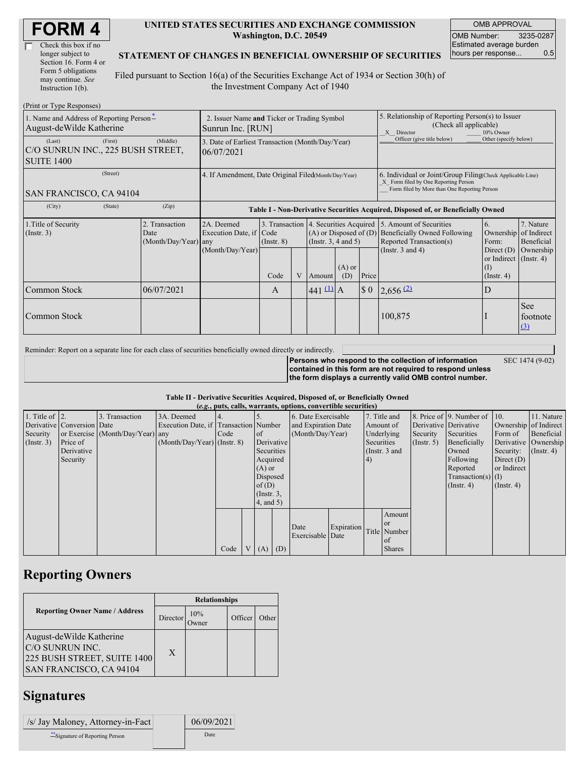# FORM 4

☐ Check this box if no longer subject to Section 16. Form 4 or Form 5 obligations may continue. *See* Instruction 1(b).

**UNITED STATES SECURITIES AND EXCHANGE COMMISSION**
**Washington, D.C. 20549**

**STATEMENT OF CHANGES IN BENEFICIAL OWNERSHIP OF SECURITIES**

Filed pursuant to Section 16(a) of the Securities Exchange Act of 1934 or Section 30(h) of the Investment Company Act of 1940

| OMB APPROVAL | |
|---|---|
| OMB Number: | 3235-0287 |
| Estimated average burden hours per response... | 0.5 |

(Print or Type Responses)

| 1. Name and Address of Reporting Person* | 2. Issuer Name **and** Ticker or Trading Symbol | 5. Relationship of Reporting Person(s) to Issuer (Check all applicable) |
|---|---|---|
| August-deWilde Katherine | Sunrun Inc. [RUN] | _X_ Director ___ 10% Owner ___ Officer (give title below) ___ Other (specify below) |
| (Last) (First) (Middle) C/O SUNRUN INC., 225 BUSH STREET, SUITE 1400 | 3. Date of Earliest Transaction (Month/Day/Year) 06/07/2021 | |
| (Street) SAN FRANCISCO, CA 94104 | 4. If Amendment, Date Original Filed(Month/Day/Year) | 6. Individual or Joint/Group Filing(Check Applicable Line) _X_ Form filed by One Reporting Person ___ Form filed by More than One Reporting Person |
| (City) (State) (Zip) | | |

**Table I - Non-Derivative Securities Acquired, Disposed of, or Beneficially Owned**

| 1.Title of Security (Instr. 3) | 2. Transaction Date (Month/Day/Year) | 2A. Deemed Execution Date, if any (Month/Day/Year) | 3. Transaction Code (Instr. 8) | | 4. Securities Acquired (A) or Disposed of (D) (Instr. 3, 4 and 5) | | | 5. Amount of Securities Beneficially Owned Following Reported Transaction(s) (Instr. 3 and 4) | 6. Ownership Form: Direct (D) or Indirect (I) (Instr. 4) | 7. Nature of Indirect Beneficial Ownership (Instr. 4) |
|---|---|---|---|---|---|---|---|---|---|---|
| | | | Code | V | Amount | (A) or (D) | Price | | | |
| Common Stock | 06/07/2021 | | A | | 441 (1) | A | $ 0 | 2,656 (2) | D | |
| Common Stock | | | | | | | | 100,875 | I | See footnote (3) |

Reminder: Report on a separate line for each class of securities beneficially owned directly or indirectly.

**Persons who respond to the collection of information contained in this form are not required to respond unless the form displays a currently valid OMB control number.** SEC 1474 (9-02)

**Table II - Derivative Securities Acquired, Disposed of, or Beneficially Owned**
**(*e.g.*, puts, calls, warrants, options, convertible securities)**

| 1. Title of Derivative Security (Instr. 3) | 2. Conversion or Exercise Price of Derivative Security | 3. Transaction Date (Month/Day/Year) | 3A. Deemed Execution Date, if any (Month/Day/Year) | 4. Transaction Code (Instr. 8) | | 5. Number of Derivative Securities Acquired (A) or Disposed of (D) (Instr. 3, 4, and 5) | | 6. Date Exercisable and Expiration Date (Month/Day/Year) | | 7. Title and Amount of Underlying Securities (Instr. 3 and 4) | | 8. Price of Derivative Security (Instr. 5) | 9. Number of Derivative Securities Beneficially Owned Following Reported Transaction(s) (Instr. 4) | 10. Ownership Form of Derivative Security: Direct (D) or Indirect (I) (Instr. 4) | 11. Nature of Indirect Beneficial Ownership (Instr. 4) |
|---|---|---|---|---|---|---|---|---|---|---|---|---|---|---|---|
| | | | | Code | V | (A) | (D) | Date Exercisable | Expiration Date | Title | Amount or Number of Shares | | | | |

## Reporting Owners

| Reporting Owner Name / Address | Relationships | | | |
|---|---|---|---|---|
| | Director | 10% Owner | Officer | Other |
| August-deWilde Katherine C/O SUNRUN INC. 225 BUSH STREET, SUITE 1400 SAN FRANCISCO, CA 94104 | X | | | |

## Signatures

| /s/ Jay Maloney, Attorney-in-Fact | 06/09/2021 |
|---|---|
| **Signature of Reporting Person | Date |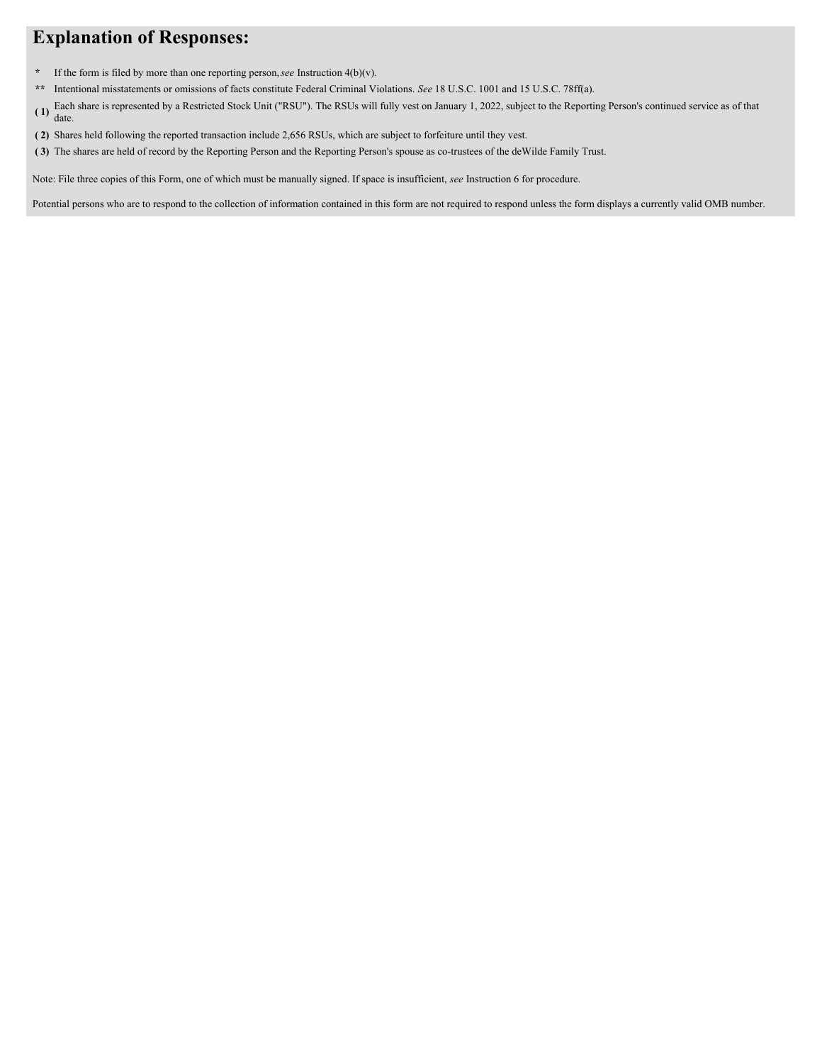# Explanation of Responses:

\* If the form is filed by more than one reporting person, *see* Instruction 4(b)(v).

\*\* Intentional misstatements or omissions of facts constitute Federal Criminal Violations. *See* 18 U.S.C. 1001 and 15 U.S.C. 78ff(a).

**( 1)** Each share is represented by a Restricted Stock Unit ("RSU"). The RSUs will fully vest on January 1, 2022, subject to the Reporting Person's continued service as of that date.

**( 2)** Shares held following the reported transaction include 2,656 RSUs, which are subject to forfeiture until they vest.

**( 3)** The shares are held of record by the Reporting Person and the Reporting Person's spouse as co-trustees of the deWilde Family Trust.

Note: File three copies of this Form, one of which must be manually signed. If space is insufficient, *see* Instruction 6 for procedure.

Potential persons who are to respond to the collection of information contained in this form are not required to respond unless the form displays a currently valid OMB number.